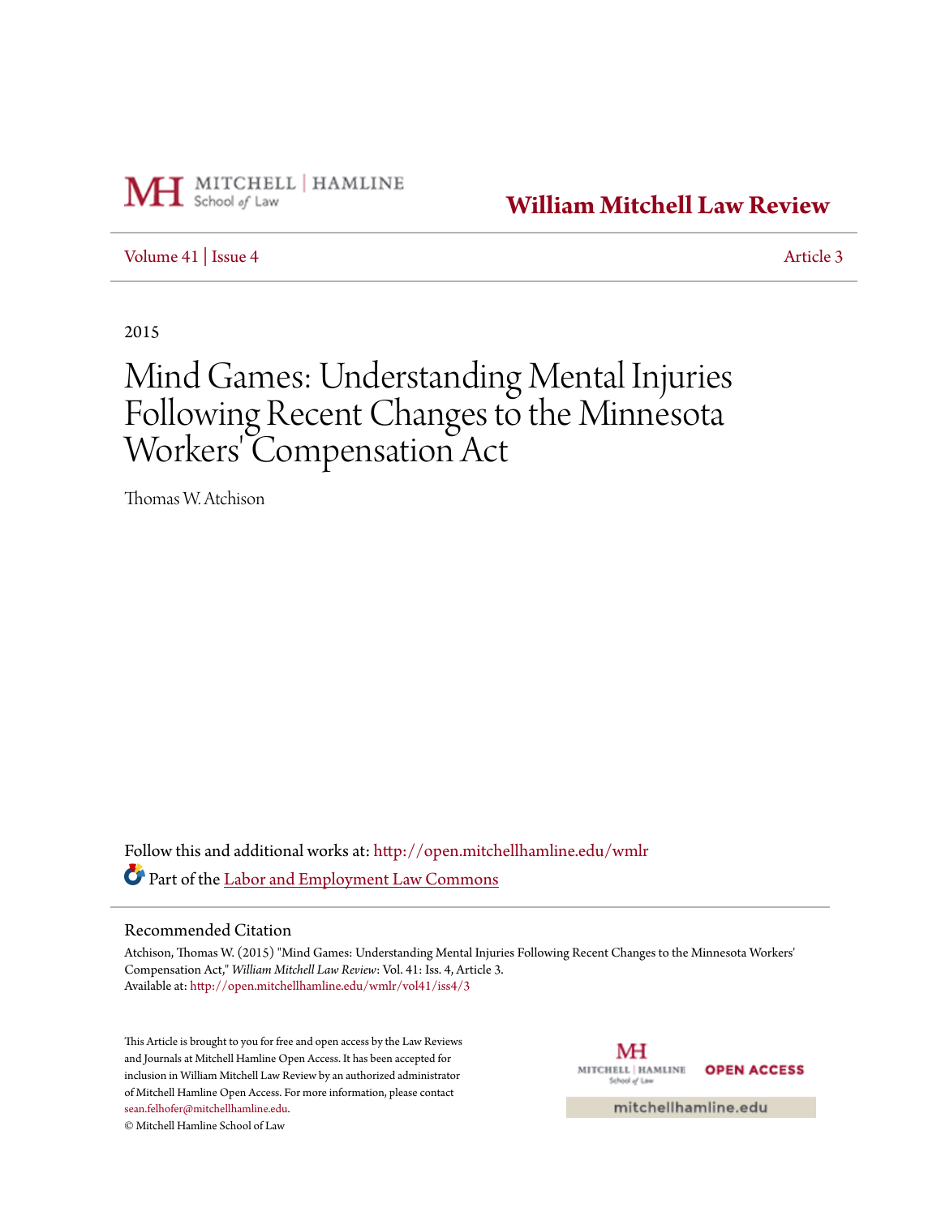William Mitchell Law Review

Volume 41 | Issue 4 Article 3

2015

# Mind Games: Understanding Mental Injuries Following Recent Changes to the Minnesota Workers' Compensation Act

Thomas W. Atchison

Follow this and additional works at: http://open.mitchellhamline.edu/wmlr

Part of the Labor and Employment Law Commons

## Recommended Citation

Atchison, Thomas W. (2015) "Mind Games: Understanding Mental Injuries Following Recent Changes to the Minnesota Workers' Compensation Act," *William Mitchell Law Review*: Vol. 41: Iss. 4, Article 3.
Available at: http://open.mitchellhamline.edu/wmlr/vol41/iss4/3

This Article is brought to you for free and open access by the Law Reviews and Journals at Mitchell Hamline Open Access. It has been accepted for inclusion in William Mitchell Law Review by an authorized administrator of Mitchell Hamline Open Access. For more information, please contact sean.felhofer@mitchellhamline.edu.
© Mitchell Hamline School of Law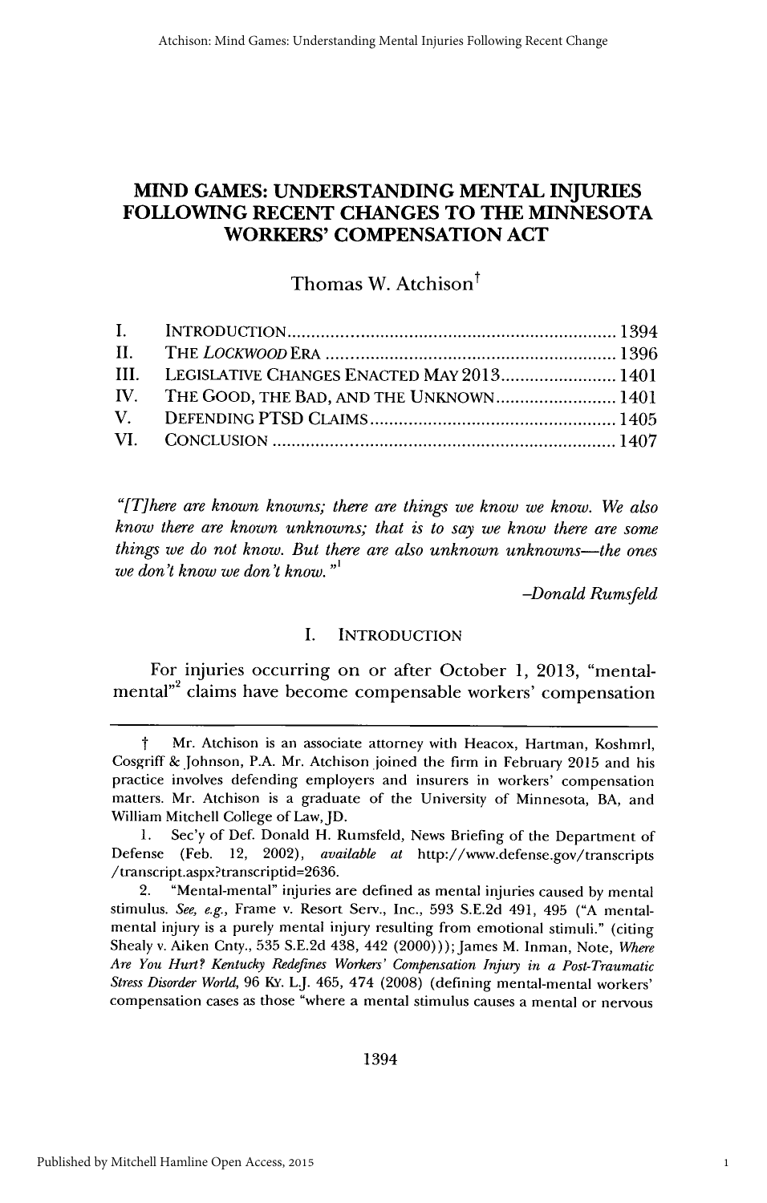# MIND GAMES: UNDERSTANDING MENTAL INJURIES FOLLOWING RECENT CHANGES TO THE MINNESOTA WORKERS' COMPENSATION ACT

Thomas W. Atchison†

| | | |
|---|---|---|
| I. | INTRODUCTION | 1394 |
| II. | THE *LOCKWOOD* ERA | 1396 |
| III. | LEGISLATIVE CHANGES ENACTED MAY 2013 | 1401 |
| IV. | THE GOOD, THE BAD, AND THE UNKNOWN | 1401 |
| V. | DEFENDING PTSD CLAIMS | 1405 |
| VI. | CONCLUSION | 1407 |

*"[T]here are known knowns; there are things we know we know. We also know there are known unknowns; that is to say we know there are some things we do not know. But there are also unknown unknowns—the ones we don't know we don't know."*[1]

*-Donald Rumsfeld*

## I. INTRODUCTION

For injuries occurring on or after October 1, 2013, "mental-mental"[2] claims have become compensable workers' compensation

---

† Mr. Atchison is an associate attorney with Heacox, Hartman, Koshmrl, Cosgriff & Johnson, P.A. Mr. Atchison joined the firm in February 2015 and his practice involves defending employers and insurers in workers' compensation matters. Mr. Atchison is a graduate of the University of Minnesota, BA, and William Mitchell College of Law, JD.

1. Sec'y of Def. Donald H. Rumsfeld, News Briefing of the Department of Defense (Feb. 12, 2002), *available at* http://www.defense.gov/transcripts/transcript.aspx?transcriptid=2636.

2. "Mental-mental" injuries are defined as mental injuries caused by mental stimulus. *See, e.g.*, Frame v. Resort Serv., Inc., 593 S.E.2d 491, 495 ("A mental-mental injury is a purely mental injury resulting from emotional stimuli." (citing Shealy v. Aiken Cnty., 535 S.E.2d 438, 442 (2000))); James M. Inman, Note, *Where Are You Hurt? Kentucky Redefines Workers' Compensation Injury in a Post-Traumatic Stress Disorder World*, 96 KY. L.J. 465, 474 (2008) (defining mental-mental workers' compensation cases as those "where a mental stimulus causes a mental or nervous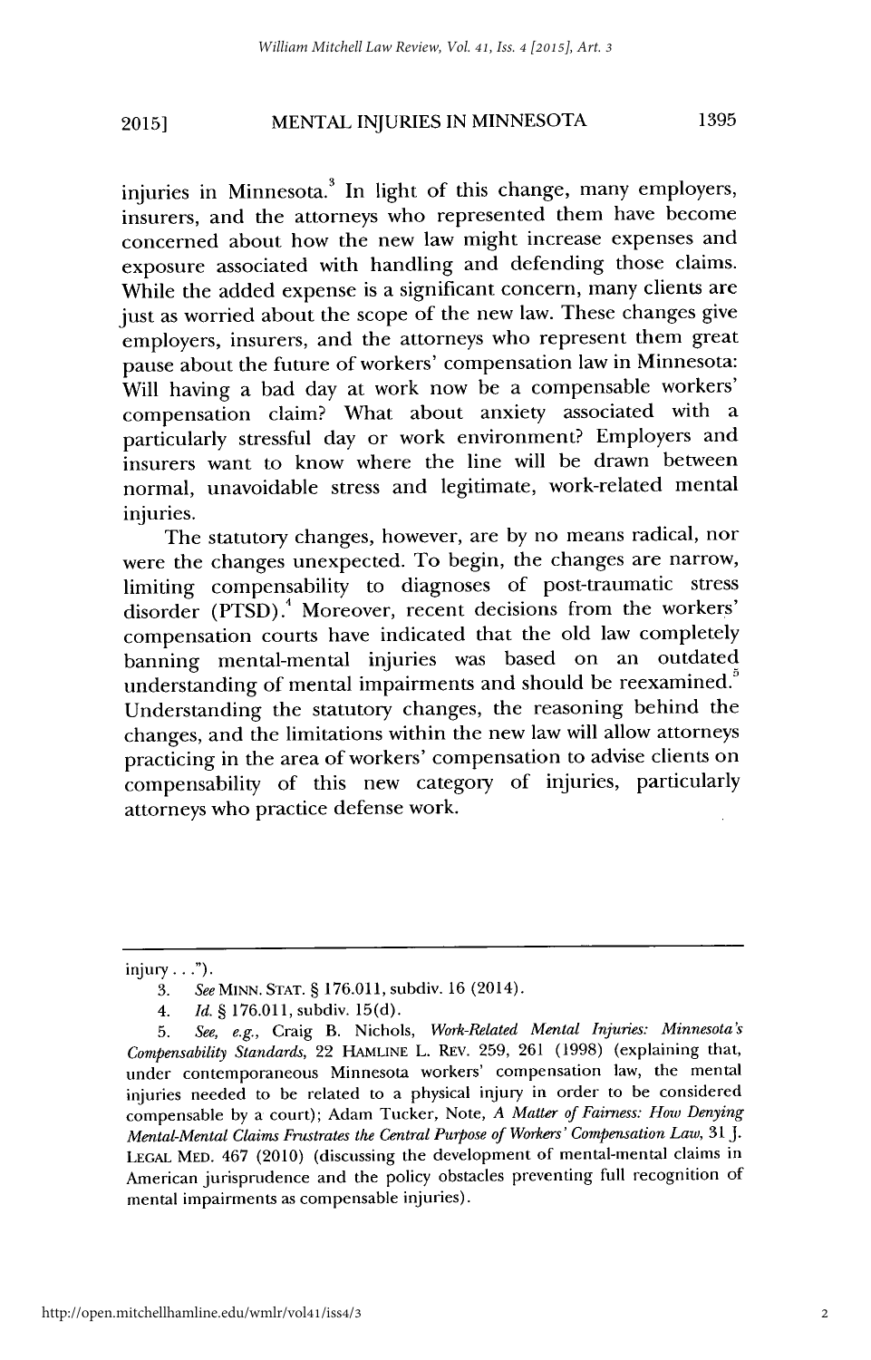injuries in Minnesota.[3] In light of this change, many employers, insurers, and the attorneys who represented them have become concerned about how the new law might increase expenses and exposure associated with handling and defending those claims. While the added expense is a significant concern, many clients are just as worried about the scope of the new law. These changes give employers, insurers, and the attorneys who represent them great pause about the future of workers' compensation law in Minnesota: Will having a bad day at work now be a compensable workers' compensation claim? What about anxiety associated with a particularly stressful day or work environment? Employers and insurers want to know where the line will be drawn between normal, unavoidable stress and legitimate, work-related mental injuries.

The statutory changes, however, are by no means radical, nor were the changes unexpected. To begin, the changes are narrow, limiting compensability to diagnoses of post-traumatic stress disorder (PTSD).[4] Moreover, recent decisions from the workers' compensation courts have indicated that the old law completely banning mental-mental injuries was based on an outdated understanding of mental impairments and should be reexamined.[5] Understanding the statutory changes, the reasoning behind the changes, and the limitations within the new law will allow attorneys practicing in the area of workers' compensation to advise clients on compensability of this new category of injuries, particularly attorneys who practice defense work.

---

injury . . .").

3. *See* MINN. STAT. § 176.011, subdiv. 16 (2014).

4. *Id.* § 176.011, subdiv. 15(d).

5. *See, e.g.*, Craig B. Nichols, *Work-Related Mental Injuries: Minnesota's Compensability Standards*, 22 HAMLINE L. REV. 259, 261 (1998) (explaining that, under contemporaneous Minnesota workers' compensation law, the mental injuries needed to be related to a physical injury in order to be considered compensable by a court); Adam Tucker, Note, *A Matter of Fairness: How Denying Mental-Mental Claims Frustrates the Central Purpose of Workers' Compensation Law*, 31 J. LEGAL MED. 467 (2010) (discussing the development of mental-mental claims in American jurisprudence and the policy obstacles preventing full recognition of mental impairments as compensable injuries).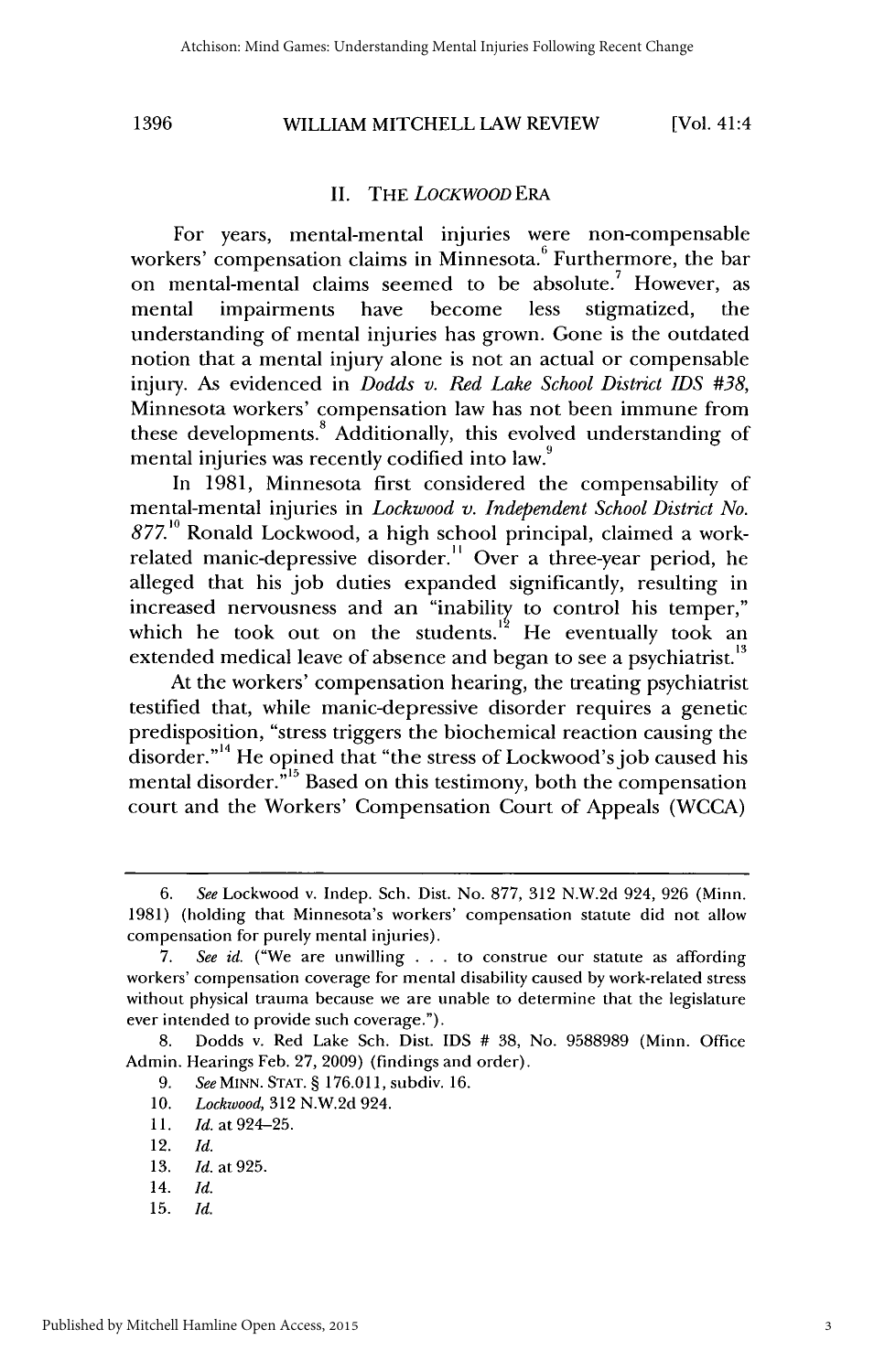## II. THE *LOCKWOOD* ERA

For years, mental-mental injuries were non-compensable workers' compensation claims in Minnesota.[6] Furthermore, the bar on mental-mental claims seemed to be absolute.[7] However, as mental impairments have become less stigmatized, the understanding of mental injuries has grown. Gone is the outdated notion that a mental injury alone is not an actual or compensable injury. As evidenced in *Dodds v. Red Lake School District IDS #38*, Minnesota workers' compensation law has not been immune from these developments.[8] Additionally, this evolved understanding of mental injuries was recently codified into law.[9]

In 1981, Minnesota first considered the compensability of mental-mental injuries in *Lockwood v. Independent School District No. 877*.[10] Ronald Lockwood, a high school principal, claimed a work-related manic-depressive disorder.[11] Over a three-year period, he alleged that his job duties expanded significantly, resulting in increased nervousness and an "inability to control his temper," which he took out on the students.[12] He eventually took an extended medical leave of absence and began to see a psychiatrist.[13]

At the workers' compensation hearing, the treating psychiatrist testified that, while manic-depressive disorder requires a genetic predisposition, "stress triggers the biochemical reaction causing the disorder."[14] He opined that "the stress of Lockwood's job caused his mental disorder."[15] Based on this testimony, both the compensation court and the Workers' Compensation Court of Appeals (WCCA)

---

6. *See* Lockwood v. Indep. Sch. Dist. No. 877, 312 N.W.2d 924, 926 (Minn. 1981) (holding that Minnesota's workers' compensation statute did not allow compensation for purely mental injuries).

7. *See id.* ("We are unwilling . . . to construe our statute as affording workers' compensation coverage for mental disability caused by work-related stress without physical trauma because we are unable to determine that the legislature ever intended to provide such coverage.").

8. Dodds v. Red Lake Sch. Dist. IDS # 38, No. 9588989 (Minn. Office Admin. Hearings Feb. 27, 2009) (findings and order).

9. *See* MINN. STAT. § 176.011, subdiv. 16.

10. *Lockwood*, 312 N.W.2d 924.

11. *Id.* at 924–25.

12. *Id.*

13. *Id.* at 925.

14. *Id.*

15. *Id.*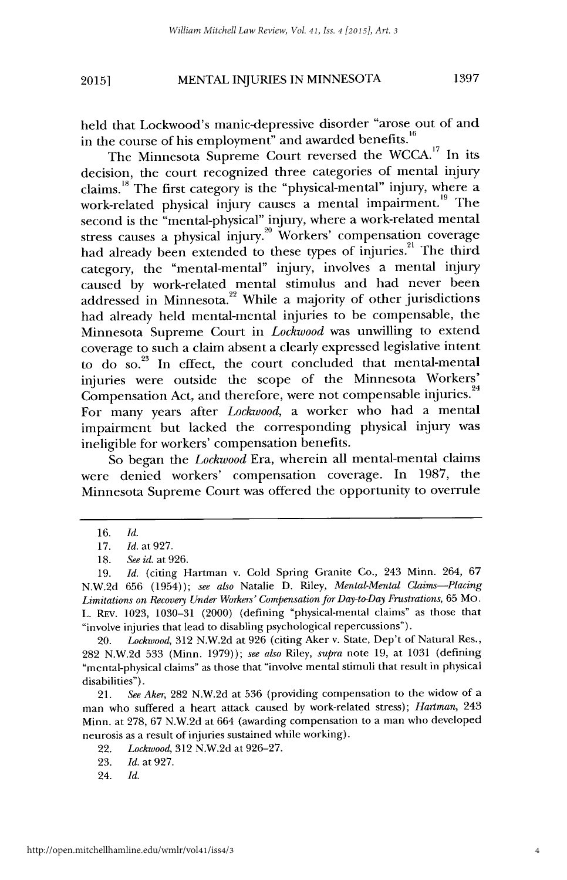held that Lockwood's manic-depressive disorder "arose out of and in the course of his employment" and awarded benefits.[16]

The Minnesota Supreme Court reversed the WCCA.[17] In its decision, the court recognized three categories of mental injury claims.[18] The first category is the "physical-mental" injury, where a work-related physical injury causes a mental impairment.[19] The second is the "mental-physical" injury, where a work-related mental stress causes a physical injury.[20] Workers' compensation coverage had already been extended to these types of injuries.[21] The third category, the "mental-mental" injury, involves a mental injury caused by work-related mental stimulus and had never been addressed in Minnesota.[22] While a majority of other jurisdictions had already held mental-mental injuries to be compensable, the Minnesota Supreme Court in *Lockwood* was unwilling to extend coverage to such a claim absent a clearly expressed legislative intent to do so.[23] In effect, the court concluded that mental-mental injuries were outside the scope of the Minnesota Workers' Compensation Act, and therefore, were not compensable injuries.[24] For many years after *Lockwood*, a worker who had a mental impairment but lacked the corresponding physical injury was ineligible for workers' compensation benefits.

So began the *Lockwood* Era, wherein all mental-mental claims were denied workers' compensation coverage. In 1987, the Minnesota Supreme Court was offered the opportunity to overrule

---

16. *Id.*

17. *Id.* at 927.

18. *See id.* at 926.

19. *Id.* (citing Hartman v. Cold Spring Granite Co., 243 Minn. 264, 67 N.W.2d 656 (1954)); *see also* Natalie D. Riley, *Mental-Mental Claims—Placing Limitations on Recovery Under Workers' Compensation for Day-to-Day Frustrations*, 65 MO. L. REV. 1023, 1030–31 (2000) (defining "physical-mental claims" as those that "involve injuries that lead to disabling psychological repercussions").

20. *Lockwood*, 312 N.W.2d at 926 (citing Aker v. State, Dep't of Natural Res., 282 N.W.2d 533 (Minn. 1979)); *see also* Riley, *supra* note 19, at 1031 (defining "mental-physical claims" as those that "involve mental stimuli that result in physical disabilities").

21. *See Aker*, 282 N.W.2d at 536 (providing compensation to the widow of a man who suffered a heart attack caused by work-related stress); *Hartman*, 243 Minn. at 278, 67 N.W.2d at 664 (awarding compensation to a man who developed neurosis as a result of injuries sustained while working).

22. *Lockwood*, 312 N.W.2d at 926–27.

23. *Id.* at 927.

24. *Id.*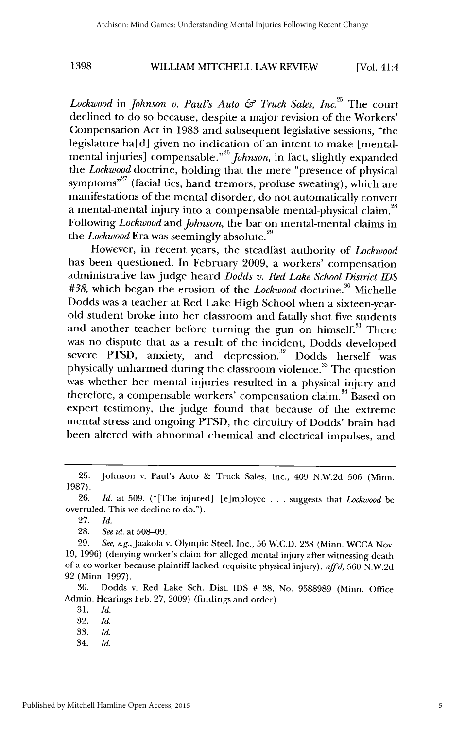*Lockwood* in *Johnson v. Paul's Auto & Truck Sales, Inc.*[25] The court declined to do so because, despite a major revision of the Workers' Compensation Act in 1983 and subsequent legislative sessions, "the legislature ha[d] given no indication of an intent to make [mental-mental injuries] compensable."[26] *Johnson*, in fact, slightly expanded the *Lockwood* doctrine, holding that the mere "presence of physical symptoms"[27] (facial tics, hand tremors, profuse sweating), which are manifestations of the mental disorder, do not automatically convert a mental-mental injury into a compensable mental-physical claim.[28] Following *Lockwood* and *Johnson*, the bar on mental-mental claims in the *Lockwood* Era was seemingly absolute.[29]

However, in recent years, the steadfast authority of *Lockwood* has been questioned. In February 2009, a workers' compensation administrative law judge heard *Dodds v. Red Lake School District IDS #38*, which began the erosion of the *Lockwood* doctrine.[30] Michelle Dodds was a teacher at Red Lake High School when a sixteen-year-old student broke into her classroom and fatally shot five students and another teacher before turning the gun on himself.[31] There was no dispute that as a result of the incident, Dodds developed severe PTSD, anxiety, and depression.[32] Dodds herself was physically unharmed during the classroom violence.[33] The question was whether her mental injuries resulted in a physical injury and therefore, a compensable workers' compensation claim.[34] Based on expert testimony, the judge found that because of the extreme mental stress and ongoing PTSD, the circuitry of Dodds' brain had been altered with abnormal chemical and electrical impulses, and

---

25. Johnson v. Paul's Auto & Truck Sales, Inc., 409 N.W.2d 506 (Minn. 1987).

26. *Id.* at 509. ("[The injured] [e]mployee . . . suggests that *Lockwood* be overruled. This we decline to do.").

27. *Id.*

28. *See id.* at 508–09.

29. *See, e.g.*, Jaakola v. Olympic Steel, Inc., 56 W.C.D. 238 (Minn. WCCA Nov. 19, 1996) (denying worker's claim for alleged mental injury after witnessing death of a co-worker because plaintiff lacked requisite physical injury), *aff'd*, 560 N.W.2d 92 (Minn. 1997).

30. Dodds v. Red Lake Sch. Dist. IDS # 38, No. 9588989 (Minn. Office Admin. Hearings Feb. 27, 2009) (findings and order).

31. *Id.*

32. *Id.*

33. *Id.*

34. *Id.*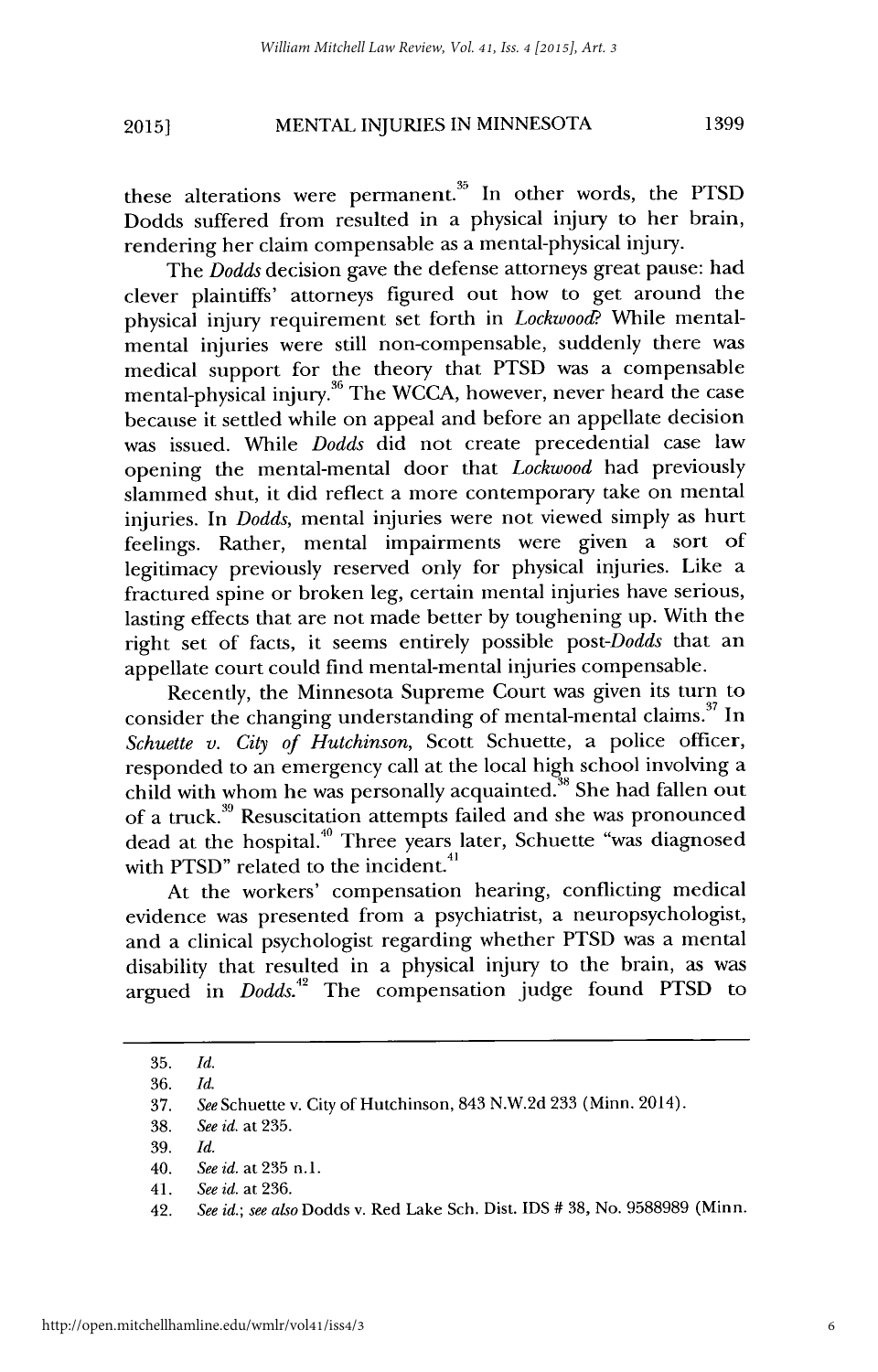these alterations were permanent.[35] In other words, the PTSD Dodds suffered from resulted in a physical injury to her brain, rendering her claim compensable as a mental-physical injury.

The *Dodds* decision gave the defense attorneys great pause: had clever plaintiffs' attorneys figured out how to get around the physical injury requirement set forth in *Lockwood*? While mental-mental injuries were still non-compensable, suddenly there was medical support for the theory that PTSD was a compensable mental-physical injury.[36] The WCCA, however, never heard the case because it settled while on appeal and before an appellate decision was issued. While *Dodds* did not create precedential case law opening the mental-mental door that *Lockwood* had previously slammed shut, it did reflect a more contemporary take on mental injuries. In *Dodds*, mental injuries were not viewed simply as hurt feelings. Rather, mental impairments were given a sort of legitimacy previously reserved only for physical injuries. Like a fractured spine or broken leg, certain mental injuries have serious, lasting effects that are not made better by toughening up. With the right set of facts, it seems entirely possible post-*Dodds* that an appellate court could find mental-mental injuries compensable.

Recently, the Minnesota Supreme Court was given its turn to consider the changing understanding of mental-mental claims.[37] In *Schuette v. City of Hutchinson*, Scott Schuette, a police officer, responded to an emergency call at the local high school involving a child with whom he was personally acquainted.[38] She had fallen out of a truck.[39] Resuscitation attempts failed and she was pronounced dead at the hospital.[40] Three years later, Schuette "was diagnosed with PTSD" related to the incident.[41]

At the workers' compensation hearing, conflicting medical evidence was presented from a psychiatrist, a neuropsychologist, and a clinical psychologist regarding whether PTSD was a mental disability that resulted in a physical injury to the brain, as was argued in *Dodds*.[42] The compensation judge found PTSD to

---

35. *Id.*

36. *Id.*

37. *See* Schuette v. City of Hutchinson, 843 N.W.2d 233 (Minn. 2014).

38. *See id.* at 235.

39. *Id.*

40. *See id.* at 235 n.1.

41. *See id.* at 236.

42. *See id.*; *see also* Dodds v. Red Lake Sch. Dist. IDS # 38, No. 9588989 (Minn.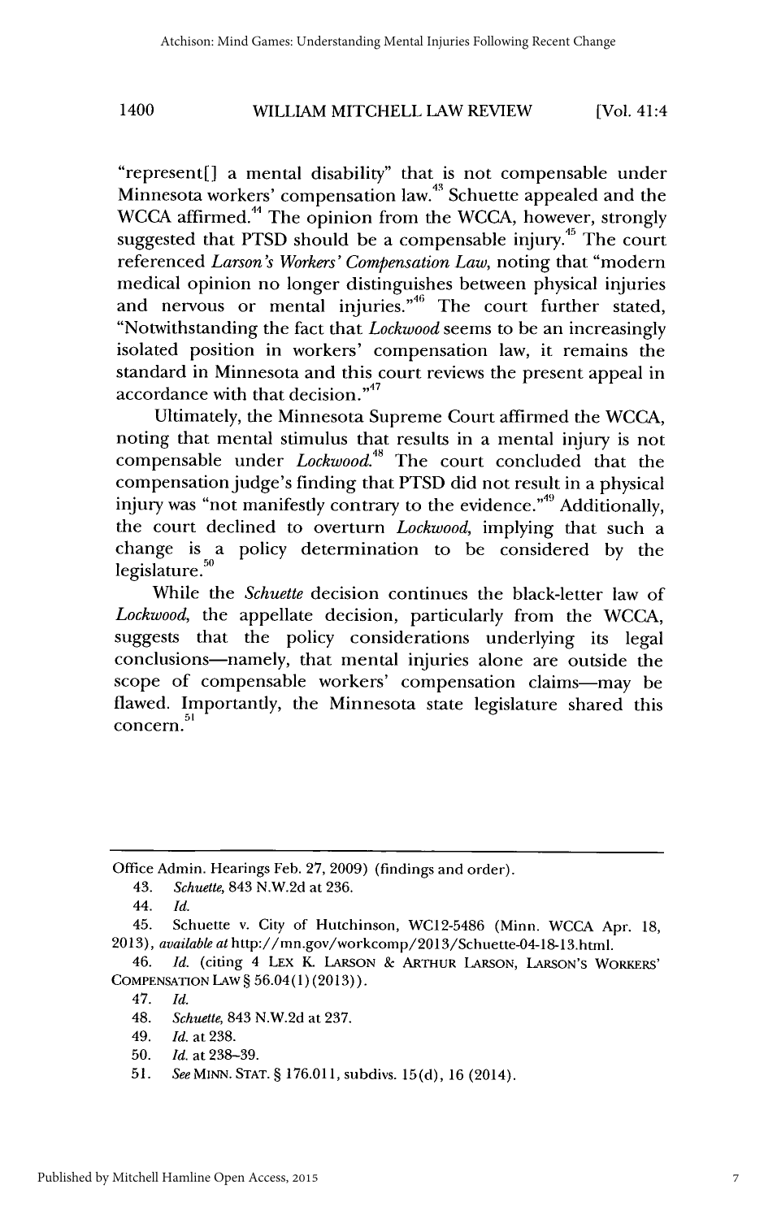"represent[] a mental disability" that is not compensable under Minnesota workers' compensation law.[43] Schuette appealed and the WCCA affirmed.[44] The opinion from the WCCA, however, strongly suggested that PTSD should be a compensable injury.[45] The court referenced *Larson's Workers' Compensation Law*, noting that "modern medical opinion no longer distinguishes between physical injuries and nervous or mental injuries."[46] The court further stated, "Notwithstanding the fact that *Lockwood* seems to be an increasingly isolated position in workers' compensation law, it remains the standard in Minnesota and this court reviews the present appeal in accordance with that decision."[47]

Ultimately, the Minnesota Supreme Court affirmed the WCCA, noting that mental stimulus that results in a mental injury is not compensable under *Lockwood*.[48] The court concluded that the compensation judge's finding that PTSD did not result in a physical injury was "not manifestly contrary to the evidence."[49] Additionally, the court declined to overturn *Lockwood*, implying that such a change is a policy determination to be considered by the legislature.[50]

While the *Schuette* decision continues the black-letter law of *Lockwood*, the appellate decision, particularly from the WCCA, suggests that the policy considerations underlying its legal conclusions—namely, that mental injuries alone are outside the scope of compensable workers' compensation claims—may be flawed. Importantly, the Minnesota state legislature shared this concern.[51]

---

Office Admin. Hearings Feb. 27, 2009) (findings and order).

43. *Schuette*, 843 N.W.2d at 236.

44. *Id.*

45. Schuette v. City of Hutchinson, WC12-5486 (Minn. WCCA Apr. 18, 2013), *available at* http://mn.gov/workcomp/2013/Schuette-04-18-13.html.

46. *Id.* (citing 4 LEX K. LARSON & ARTHUR LARSON, LARSON'S WORKERS' COMPENSATION LAW § 56.04(1) (2013)).

47. *Id.*

48. *Schuette*, 843 N.W.2d at 237.

49. *Id.* at 238.

50. *Id.* at 238–39.

51. *See* MINN. STAT. § 176.011, subdivs. 15(d), 16 (2014).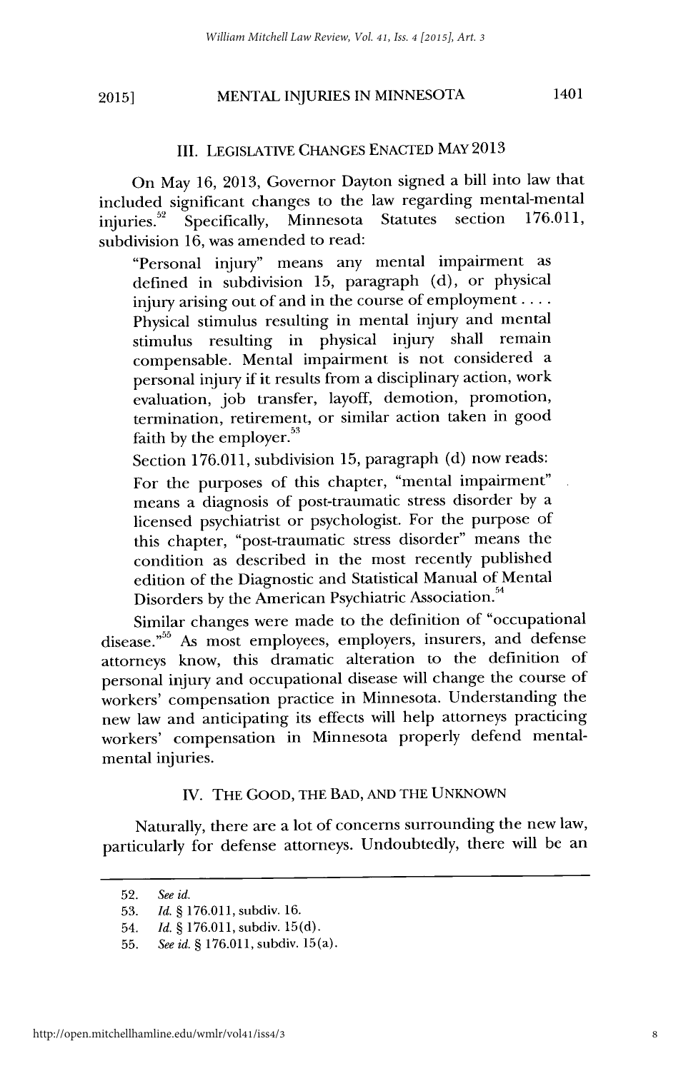## III. LEGISLATIVE CHANGES ENACTED MAY 2013

On May 16, 2013, Governor Dayton signed a bill into law that included significant changes to the law regarding mental-mental injuries.[52] Specifically, Minnesota Statutes section 176.011, subdivision 16, was amended to read:

> "Personal injury" means any mental impairment as defined in subdivision 15, paragraph (d), or physical injury arising out of and in the course of employment . . . . Physical stimulus resulting in mental injury and mental stimulus resulting in physical injury shall remain compensable. Mental impairment is not considered a personal injury if it results from a disciplinary action, work evaluation, job transfer, layoff, demotion, promotion, termination, retirement, or similar action taken in good faith by the employer.[53]

Section 176.011, subdivision 15, paragraph (d) now reads:

> For the purposes of this chapter, "mental impairment" means a diagnosis of post-traumatic stress disorder by a licensed psychiatrist or psychologist. For the purpose of this chapter, "post-traumatic stress disorder" means the condition as described in the most recently published edition of the Diagnostic and Statistical Manual of Mental Disorders by the American Psychiatric Association.[54]

Similar changes were made to the definition of "occupational disease."[55] As most employees, employers, insurers, and defense attorneys know, this dramatic alteration to the definition of personal injury and occupational disease will change the course of workers' compensation practice in Minnesota. Understanding the new law and anticipating its effects will help attorneys practicing workers' compensation in Minnesota properly defend mental-mental injuries.

## IV. THE GOOD, THE BAD, AND THE UNKNOWN

Naturally, there are a lot of concerns surrounding the new law, particularly for defense attorneys. Undoubtedly, there will be an

---

52. *See id.*
53. *Id.* § 176.011, subdiv. 16.
54. *Id.* § 176.011, subdiv. 15(d).
55. *See id.* § 176.011, subdiv. 15(a).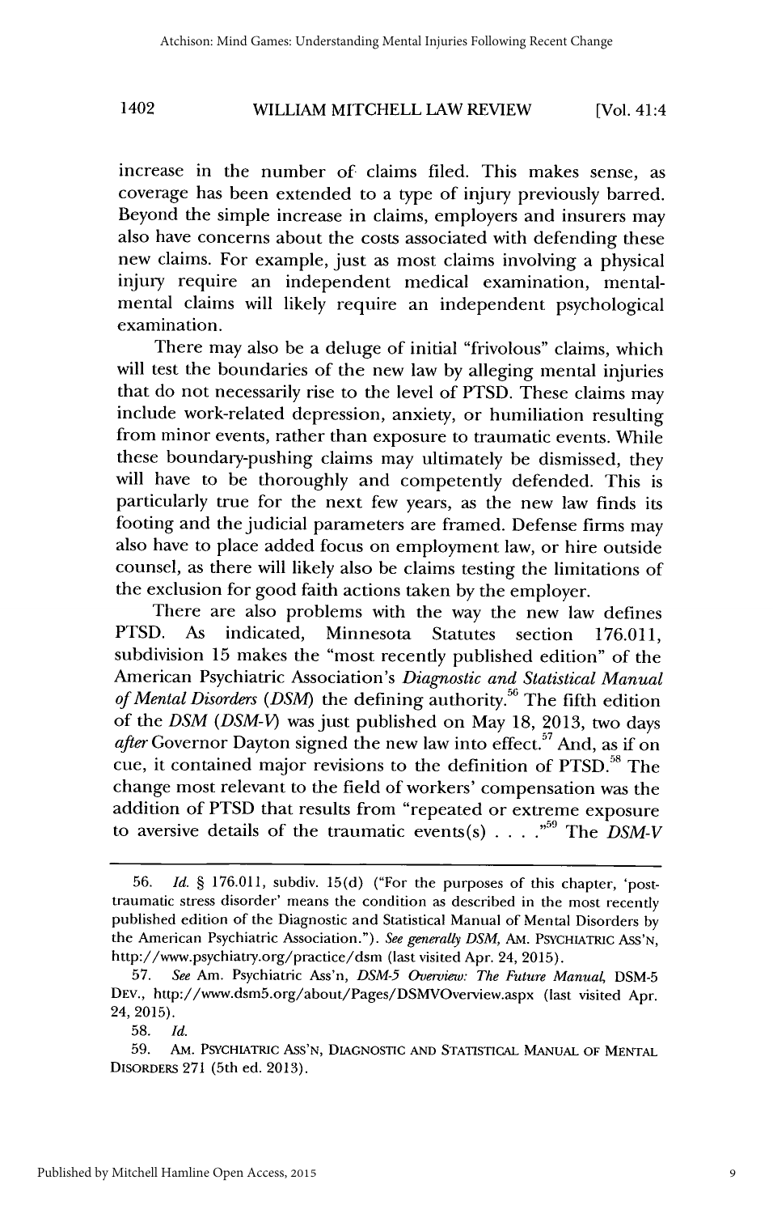increase in the number of claims filed. This makes sense, as coverage has been extended to a type of injury previously barred. Beyond the simple increase in claims, employers and insurers may also have concerns about the costs associated with defending these new claims. For example, just as most claims involving a physical injury require an independent medical examination, mental-mental claims will likely require an independent psychological examination.

There may also be a deluge of initial "frivolous" claims, which will test the boundaries of the new law by alleging mental injuries that do not necessarily rise to the level of PTSD. These claims may include work-related depression, anxiety, or humiliation resulting from minor events, rather than exposure to traumatic events. While these boundary-pushing claims may ultimately be dismissed, they will have to be thoroughly and competently defended. This is particularly true for the next few years, as the new law finds its footing and the judicial parameters are framed. Defense firms may also have to place added focus on employment law, or hire outside counsel, as there will likely also be claims testing the limitations of the exclusion for good faith actions taken by the employer.

There are also problems with the way the new law defines PTSD. As indicated, Minnesota Statutes section 176.011, subdivision 15 makes the "most recently published edition" of the American Psychiatric Association's *Diagnostic and Statistical Manual of Mental Disorders* (*DSM*) the defining authority.[56] The fifth edition of the *DSM* (*DSM-V*) was just published on May 18, 2013, two days *after* Governor Dayton signed the new law into effect.[57] And, as if on cue, it contained major revisions to the definition of PTSD.[58] The change most relevant to the field of workers' compensation was the addition of PTSD that results from "repeated or extreme exposure to aversive details of the traumatic events(s) . . . ."[59] The *DSM-V*

---

56. *Id.* § 176.011, subdiv. 15(d) ("For the purposes of this chapter, 'post-traumatic stress disorder' means the condition as described in the most recently published edition of the Diagnostic and Statistical Manual of Mental Disorders by the American Psychiatric Association."). *See generally DSM*, AM. PSYCHIATRIC ASS'N, http://www.psychiatry.org/practice/dsm (last visited Apr. 24, 2015).

57. *See* Am. Psychiatric Ass'n, *DSM-5 Overview: The Future Manual*, DSM-5 DEV., http://www.dsm5.org/about/Pages/DSMVOverview.aspx (last visited Apr. 24, 2015).

58. *Id.*

59. AM. PSYCHIATRIC ASS'N, DIAGNOSTIC AND STATISTICAL MANUAL OF MENTAL DISORDERS 271 (5th ed. 2013).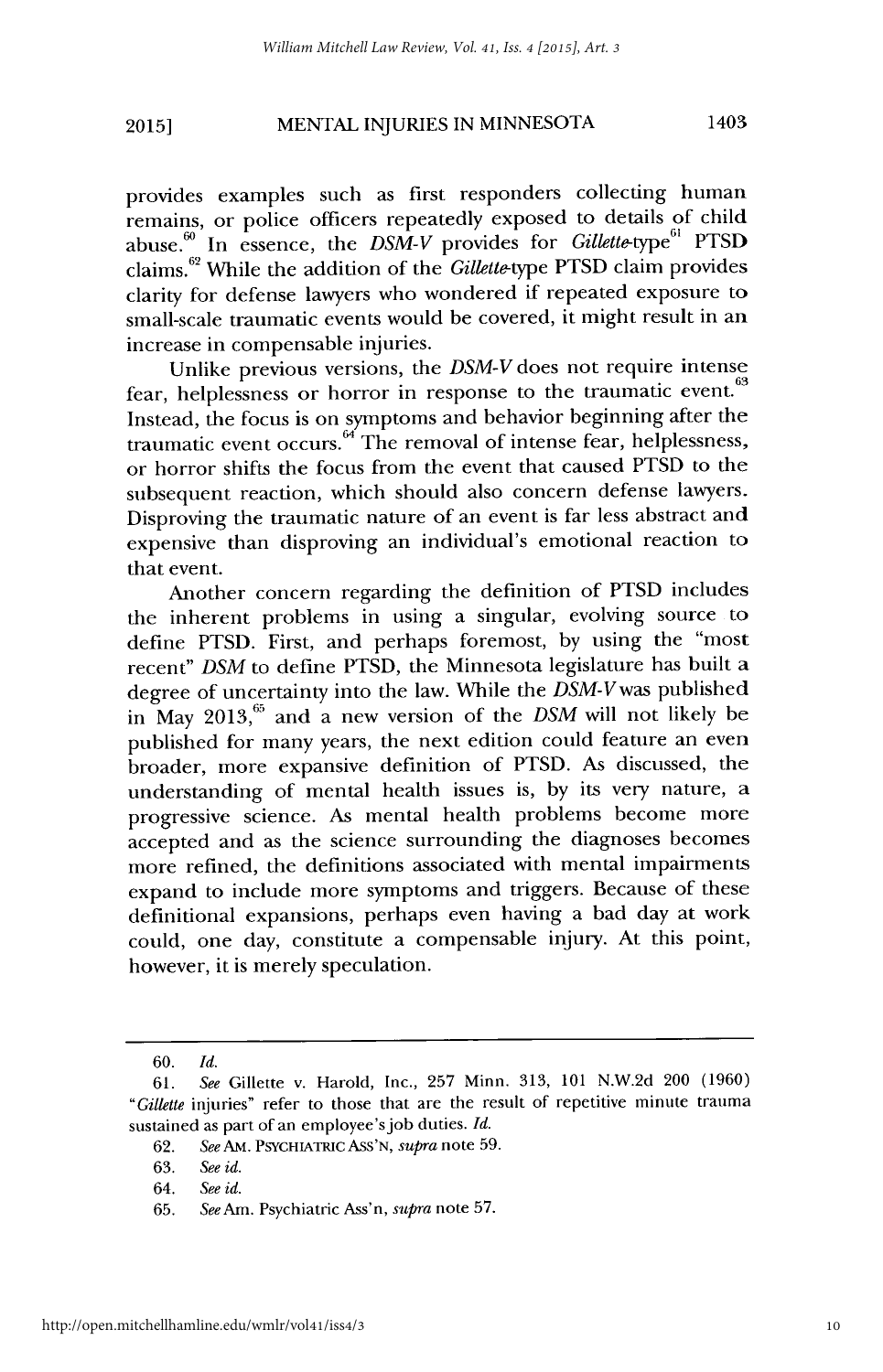provides examples such as first responders collecting human remains, or police officers repeatedly exposed to details of child abuse.[60] In essence, the *DSM-V* provides for *Gillette*-type[61] PTSD claims.[62] While the addition of the *Gillette*-type PTSD claim provides clarity for defense lawyers who wondered if repeated exposure to small-scale traumatic events would be covered, it might result in an increase in compensable injuries.

Unlike previous versions, the *DSM-V* does not require intense fear, helplessness or horror in response to the traumatic event.[63] Instead, the focus is on symptoms and behavior beginning after the traumatic event occurs.[64] The removal of intense fear, helplessness, or horror shifts the focus from the event that caused PTSD to the subsequent reaction, which should also concern defense lawyers. Disproving the traumatic nature of an event is far less abstract and expensive than disproving an individual's emotional reaction to that event.

Another concern regarding the definition of PTSD includes the inherent problems in using a singular, evolving source to define PTSD. First, and perhaps foremost, by using the "most recent" *DSM* to define PTSD, the Minnesota legislature has built a degree of uncertainty into the law. While the *DSM-V* was published in May 2013,[65] and a new version of the *DSM* will not likely be published for many years, the next edition could feature an even broader, more expansive definition of PTSD. As discussed, the understanding of mental health issues is, by its very nature, a progressive science. As mental health problems become more accepted and as the science surrounding the diagnoses becomes more refined, the definitions associated with mental impairments expand to include more symptoms and triggers. Because of these definitional expansions, perhaps even having a bad day at work could, one day, constitute a compensable injury. At this point, however, it is merely speculation.

---

60. *Id.*

61. *See* Gillette v. Harold, Inc., 257 Minn. 313, 101 N.W.2d 200 (1960) "*Gillette* injuries" refer to those that are the result of repetitive minute trauma sustained as part of an employee's job duties. *Id.*

62. *See* AM. PSYCHIATRIC ASS'N, *supra* note 59.

63. *See id.*

64. *See id.*

65. *See* Am. Psychiatric Ass'n, *supra* note 57.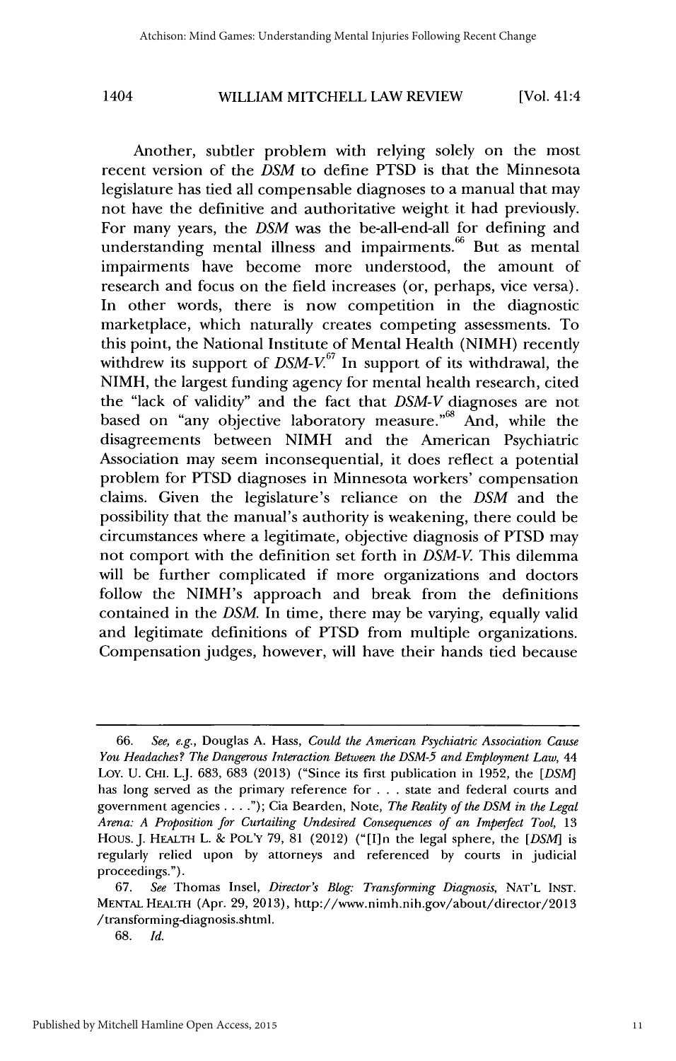Another, subtler problem with relying solely on the most recent version of the *DSM* to define PTSD is that the Minnesota legislature has tied all compensable diagnoses to a manual that may not have the definitive and authoritative weight it had previously. For many years, the *DSM* was the be-all-end-all for defining and understanding mental illness and impairments.[66] But as mental impairments have become more understood, the amount of research and focus on the field increases (or, perhaps, vice versa). In other words, there is now competition in the diagnostic marketplace, which naturally creates competing assessments. To this point, the National Institute of Mental Health (NIMH) recently withdrew its support of *DSM-V*.[67] In support of its withdrawal, the NIMH, the largest funding agency for mental health research, cited the "lack of validity" and the fact that *DSM-V* diagnoses are not based on "any objective laboratory measure."[68] And, while the disagreements between NIMH and the American Psychiatric Association may seem inconsequential, it does reflect a potential problem for PTSD diagnoses in Minnesota workers' compensation claims. Given the legislature's reliance on the *DSM* and the possibility that the manual's authority is weakening, there could be circumstances where a legitimate, objective diagnosis of PTSD may not comport with the definition set forth in *DSM-V*. This dilemma will be further complicated if more organizations and doctors follow the NIMH's approach and break from the definitions contained in the *DSM*. In time, there may be varying, equally valid and legitimate definitions of PTSD from multiple organizations. Compensation judges, however, will have their hands tied because

---

66. *See, e.g.*, Douglas A. Hass, *Could the American Psychiatric Association Cause You Headaches? The Dangerous Interaction Between the DSM-5 and Employment Law*, 44 LOY. U. CHI. L.J. 683, 683 (2013) ("Since its first publication in 1952, the [*DSM*] has long served as the primary reference for . . . state and federal courts and government agencies . . . ."); Cia Bearden, Note, *The Reality of the DSM in the Legal Arena: A Proposition for Curtailing Undesired Consequences of an Imperfect Tool*, 13 HOUS. J. HEALTH L. & POL'Y 79, 81 (2012) ("[I]n the legal sphere, the [*DSM*] is regularly relied upon by attorneys and referenced by courts in judicial proceedings.").

67. *See* Thomas Insel, *Director's Blog: Transforming Diagnosis*, NAT'L INST. MENTAL HEALTH (Apr. 29, 2013), http://www.nimh.nih.gov/about/director/2013/transforming-diagnosis.shtml.

68. *Id.*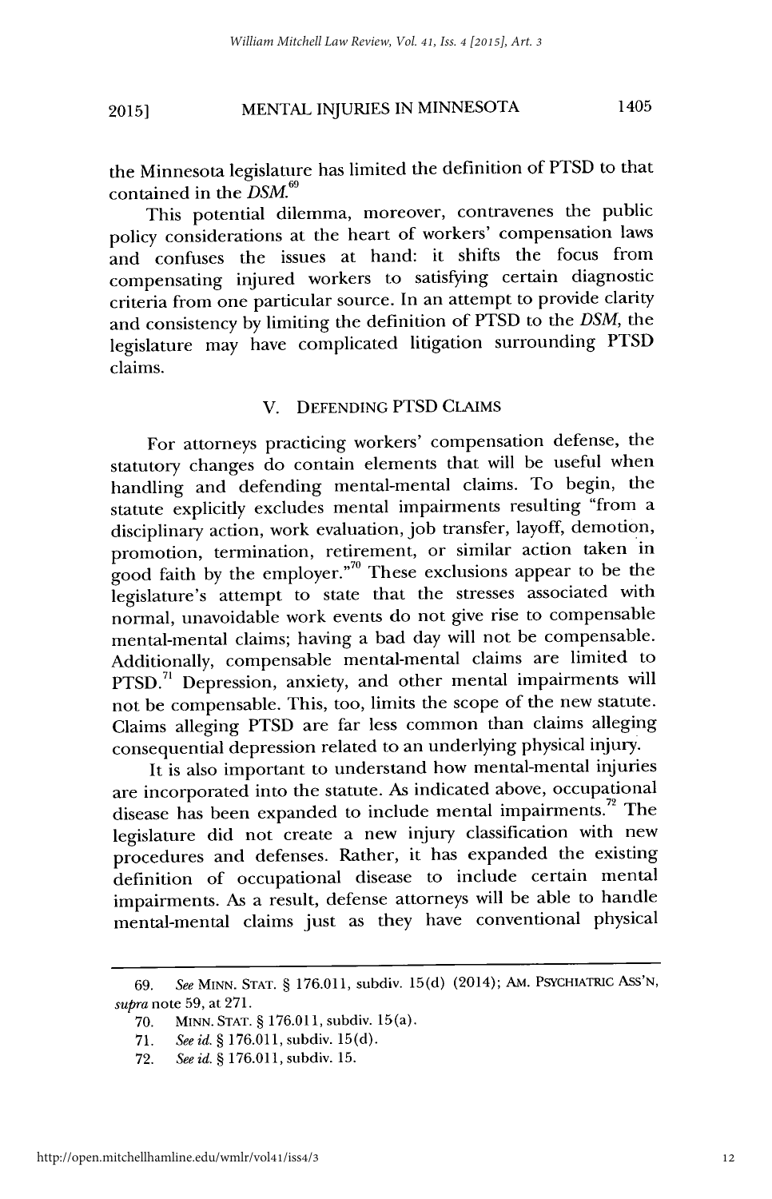the Minnesota legislature has limited the definition of PTSD to that contained in the *DSM*.[69]

This potential dilemma, moreover, contravenes the public policy considerations at the heart of workers' compensation laws and confuses the issues at hand: it shifts the focus from compensating injured workers to satisfying certain diagnostic criteria from one particular source. In an attempt to provide clarity and consistency by limiting the definition of PTSD to the *DSM*, the legislature may have complicated litigation surrounding PTSD claims.

## V. DEFENDING PTSD CLAIMS

For attorneys practicing workers' compensation defense, the statutory changes do contain elements that will be useful when handling and defending mental-mental claims. To begin, the statute explicitly excludes mental impairments resulting "from a disciplinary action, work evaluation, job transfer, layoff, demotion, promotion, termination, retirement, or similar action taken in good faith by the employer."[70] These exclusions appear to be the legislature's attempt to state that the stresses associated with normal, unavoidable work events do not give rise to compensable mental-mental claims; having a bad day will not be compensable. Additionally, compensable mental-mental claims are limited to PTSD.[71] Depression, anxiety, and other mental impairments will not be compensable. This, too, limits the scope of the new statute. Claims alleging PTSD are far less common than claims alleging consequential depression related to an underlying physical injury.

It is also important to understand how mental-mental injuries are incorporated into the statute. As indicated above, occupational disease has been expanded to include mental impairments.[72] The legislature did not create a new injury classification with new procedures and defenses. Rather, it has expanded the existing definition of occupational disease to include certain mental impairments. As a result, defense attorneys will be able to handle mental-mental claims just as they have conventional physical

---

69. *See* MINN. STAT. § 176.011, subdiv. 15(d) (2014); AM. PSYCHIATRIC ASS'N, *supra* note 59, at 271.

70. MINN. STAT. § 176.011, subdiv. 15(a).

71. *See id.* § 176.011, subdiv. 15(d).

72. *See id.* § 176.011, subdiv. 15.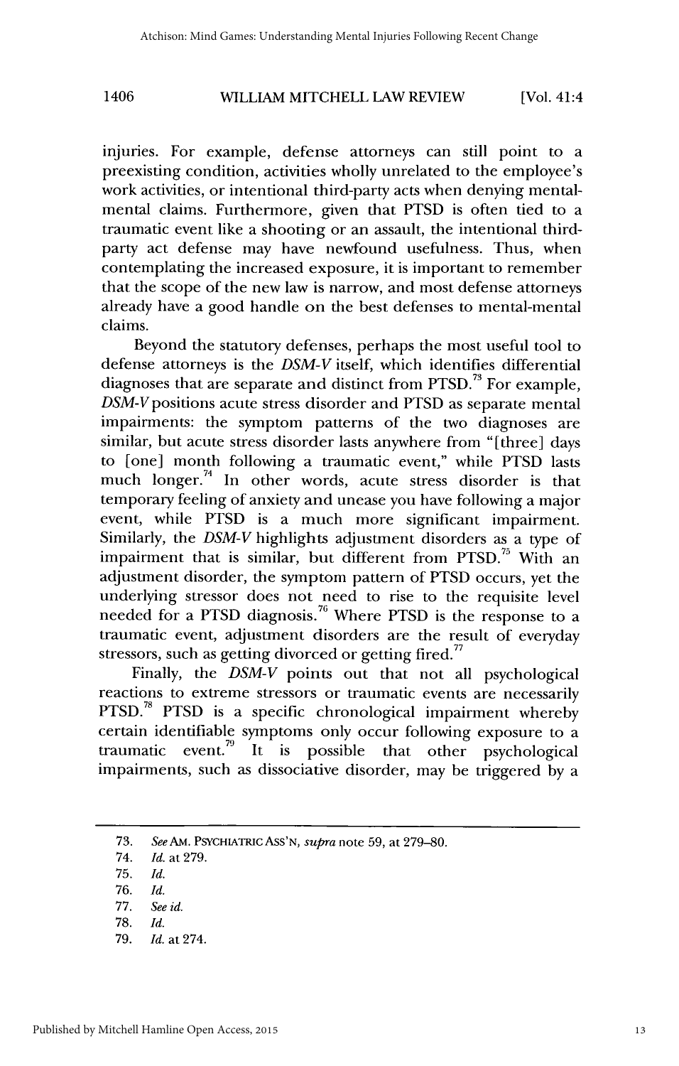injuries. For example, defense attorneys can still point to a preexisting condition, activities wholly unrelated to the employee's work activities, or intentional third-party acts when denying mental-mental claims. Furthermore, given that PTSD is often tied to a traumatic event like a shooting or an assault, the intentional third-party act defense may have newfound usefulness. Thus, when contemplating the increased exposure, it is important to remember that the scope of the new law is narrow, and most defense attorneys already have a good handle on the best defenses to mental-mental claims.

Beyond the statutory defenses, perhaps the most useful tool to defense attorneys is the *DSM-V* itself, which identifies differential diagnoses that are separate and distinct from PTSD.[73] For example, *DSM-V* positions acute stress disorder and PTSD as separate mental impairments: the symptom patterns of the two diagnoses are similar, but acute stress disorder lasts anywhere from "[three] days to [one] month following a traumatic event," while PTSD lasts much longer.[74] In other words, acute stress disorder is that temporary feeling of anxiety and unease you have following a major event, while PTSD is a much more significant impairment. Similarly, the *DSM-V* highlights adjustment disorders as a type of impairment that is similar, but different from PTSD.[75] With an adjustment disorder, the symptom pattern of PTSD occurs, yet the underlying stressor does not need to rise to the requisite level needed for a PTSD diagnosis.[76] Where PTSD is the response to a traumatic event, adjustment disorders are the result of everyday stressors, such as getting divorced or getting fired.[77]

Finally, the *DSM-V* points out that not all psychological reactions to extreme stressors or traumatic events are necessarily PTSD.[78] PTSD is a specific chronological impairment whereby certain identifiable symptoms only occur following exposure to a traumatic event.[79] It is possible that other psychological impairments, such as dissociative disorder, may be triggered by a

---

73. *See* AM. PSYCHIATRIC ASS'N, *supra* note 59, at 279–80.
74. *Id.* at 279.
75. *Id.*
76. *Id.*
77. *See id.*
78. *Id.*
79. *Id.* at 274.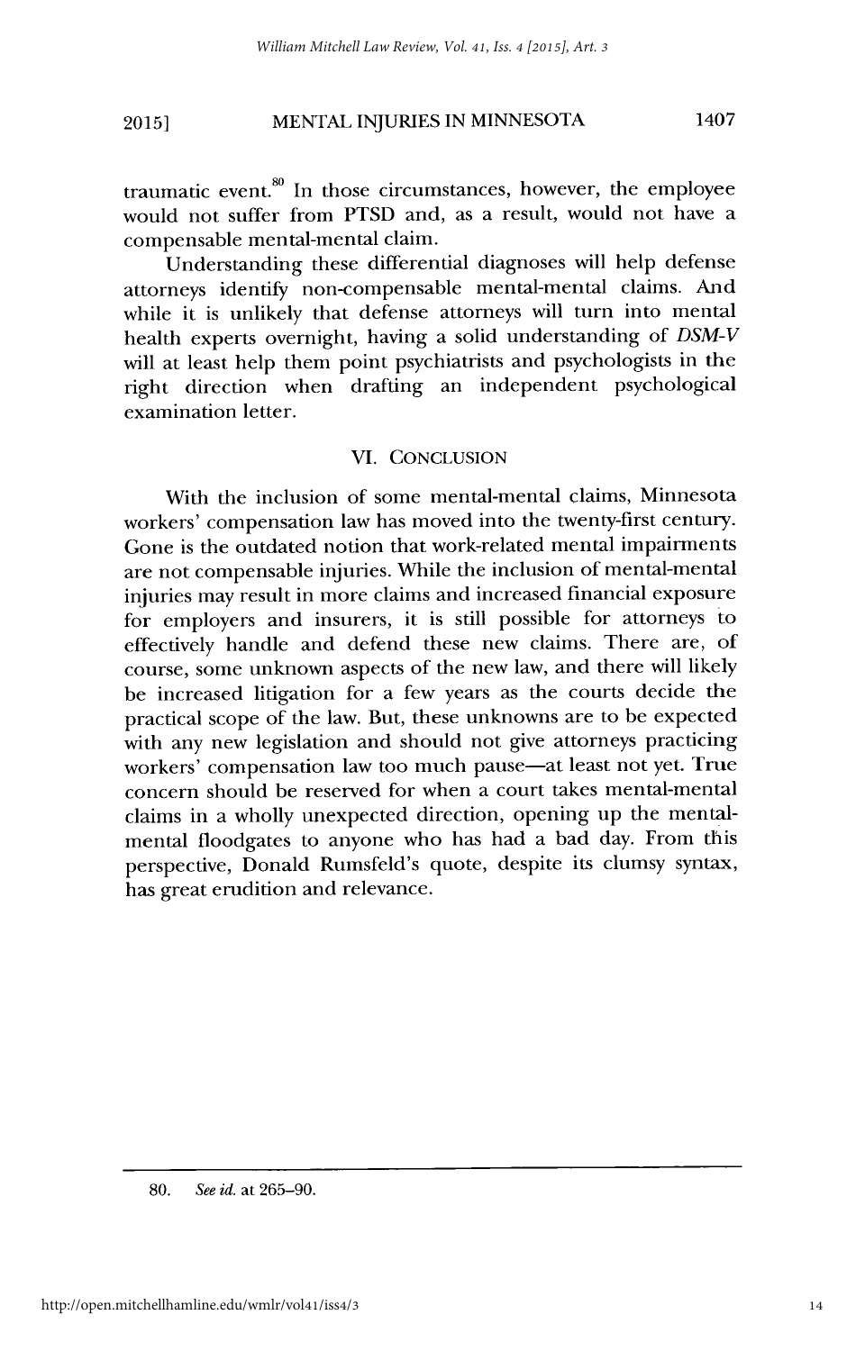traumatic event.[80] In those circumstances, however, the employee would not suffer from PTSD and, as a result, would not have a compensable mental-mental claim.

Understanding these differential diagnoses will help defense attorneys identify non-compensable mental-mental claims. And while it is unlikely that defense attorneys will turn into mental health experts overnight, having a solid understanding of *DSM-V* will at least help them point psychiatrists and psychologists in the right direction when drafting an independent psychological examination letter.

## VI. CONCLUSION

With the inclusion of some mental-mental claims, Minnesota workers' compensation law has moved into the twenty-first century. Gone is the outdated notion that work-related mental impairments are not compensable injuries. While the inclusion of mental-mental injuries may result in more claims and increased financial exposure for employers and insurers, it is still possible for attorneys to effectively handle and defend these new claims. There are, of course, some unknown aspects of the new law, and there will likely be increased litigation for a few years as the courts decide the practical scope of the law. But, these unknowns are to be expected with any new legislation and should not give attorneys practicing workers' compensation law too much pause—at least not yet. True concern should be reserved for when a court takes mental-mental claims in a wholly unexpected direction, opening up the mental-mental floodgates to anyone who has had a bad day. From this perspective, Donald Rumsfeld's quote, despite its clumsy syntax, has great erudition and relevance.

---

80. *See id.* at 265–90.